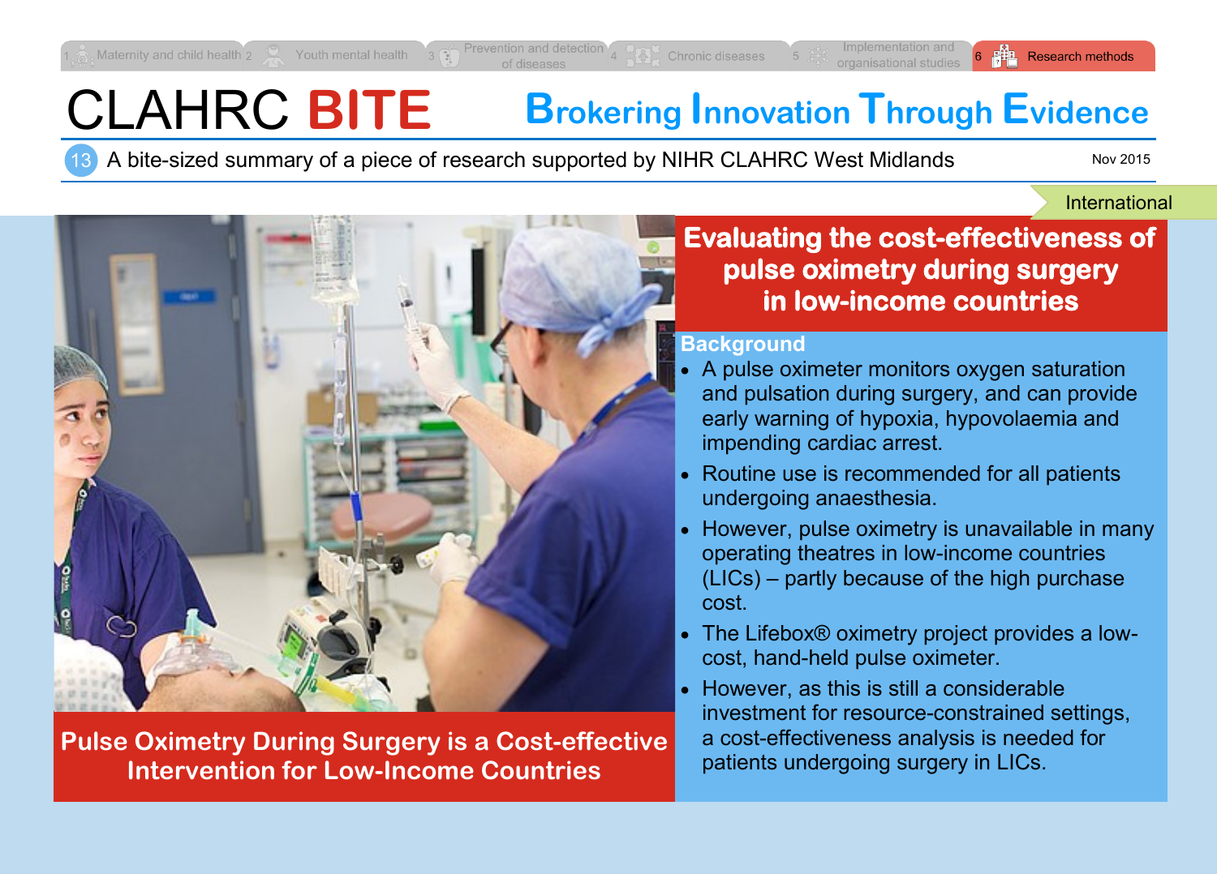1 Maternity and child health | 2 Youth mental health | 3 Prevention and detection of diseases | 4 Chronic diseases | 5 Implementation and organisational studies | 6 Research methods

# CLAHRC BITE

## Brokering Innovation Through Evidence

13 A bite-sized summary of a piece of research supported by NIHR CLAHRC West Midlands

Nov 2015

International

**Pulse Oximetry During Surgery is a Cost-effective Intervention for Low-Income Countries**

# Evaluating the cost-effectiveness of pulse oximetry during surgery in low-income countries

### Background

- A pulse oximeter monitors oxygen saturation and pulsation during surgery, and can provide early warning of hypoxia, hypovolaemia and impending cardiac arrest.
- Routine use is recommended for all patients undergoing anaesthesia.
- However, pulse oximetry is unavailable in many operating theatres in low-income countries (LICs) – partly because of the high purchase cost.
- The Lifebox® oximetry project provides a low-cost, hand-held pulse oximeter.
- However, as this is still a considerable investment for resource-constrained settings, a cost-effectiveness analysis is needed for patients undergoing surgery in LICs.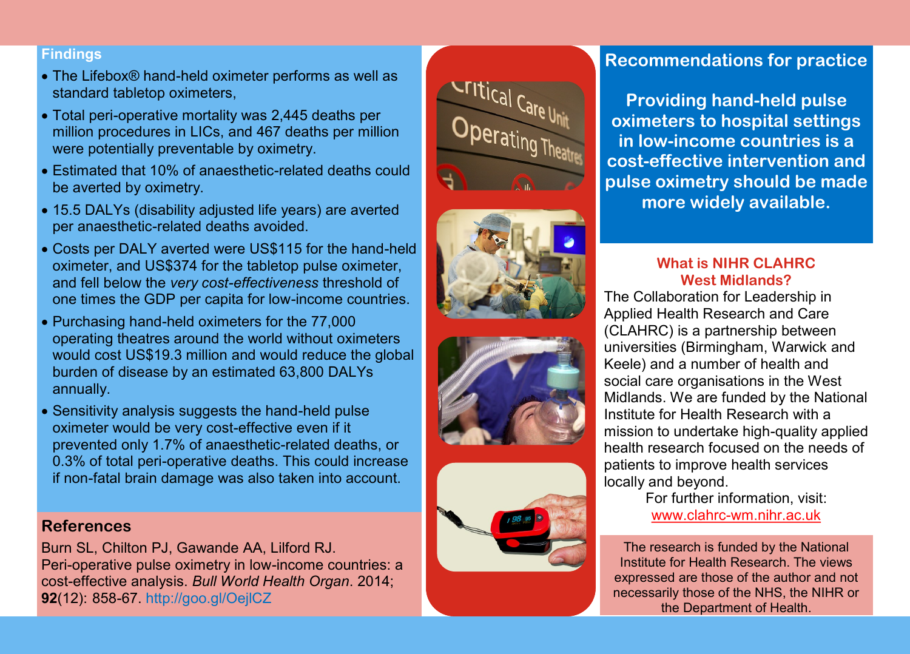## Findings

- The Lifebox® hand-held oximeter performs as well as standard tabletop oximeters,
- Total peri-operative mortality was 2,445 deaths per million procedures in LICs, and 467 deaths per million were potentially preventable by oximetry.
- Estimated that 10% of anaesthetic-related deaths could be averted by oximetry.
- 15.5 DALYs (disability adjusted life years) are averted per anaesthetic-related deaths avoided.
- Costs per DALY averted were US$115 for the hand-held oximeter, and US$374 for the tabletop pulse oximeter, and fell below the *very cost-effectiveness* threshold of one times the GDP per capita for low-income countries.
- Purchasing hand-held oximeters for the 77,000 operating theatres around the world without oximeters would cost US$19.3 million and would reduce the global burden of disease by an estimated 63,800 DALYs annually.
- Sensitivity analysis suggests the hand-held pulse oximeter would be very cost-effective even if it prevented only 1.7% of anaesthetic-related deaths, or 0.3% of total peri-operative deaths. This could increase if non-fatal brain damage was also taken into account.

## References

Burn SL, Chilton PJ, Gawande AA, Lilford RJ. Peri-operative pulse oximetry in low-income countries: a cost-effective analysis. *Bull World Health Organ*. 2014; **92**(12): 858-67. http://goo.gl/OejlCZ

## Recommendations for practice

**Providing hand-held pulse oximeters to hospital settings in low-income countries is a cost-effective intervention and pulse oximetry should be made more widely available.**

### What is NIHR CLAHRC West Midlands?

The Collaboration for Leadership in Applied Health Research and Care (CLAHRC) is a partnership between universities (Birmingham, Warwick and Keele) and a number of health and social care organisations in the West Midlands. We are funded by the National Institute for Health Research with a mission to undertake high-quality applied health research focused on the needs of patients to improve health services locally and beyond.

For further information, visit: www.clahrc-wm.nihr.ac.uk

The research is funded by the National Institute for Health Research. The views expressed are those of the author and not necessarily those of the NHS, the NIHR or the Department of Health.